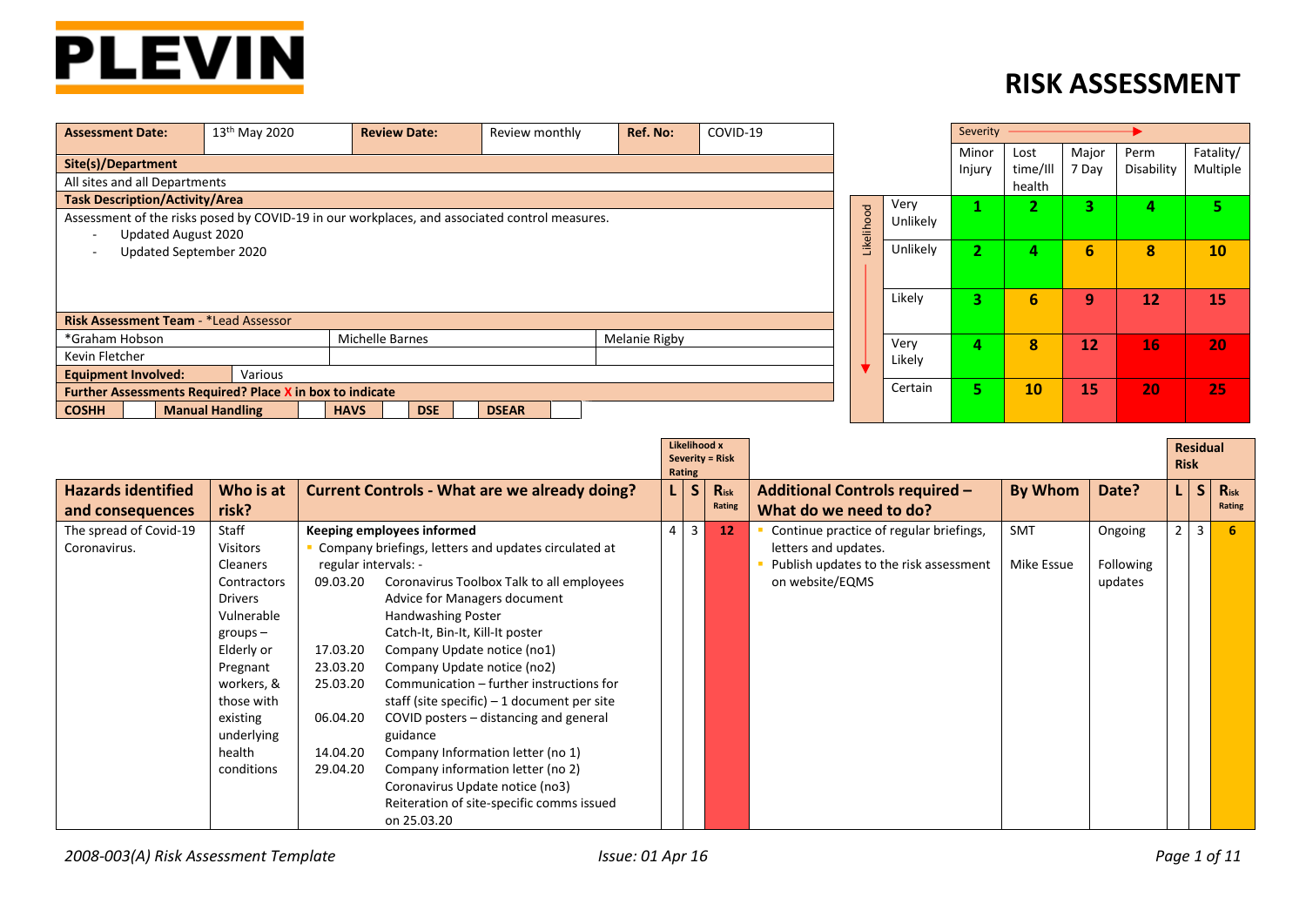PLEVIN

# RISK ASSESSMENT

| | | | | | |
|---|---|---|---|---|---|
| **Assessment Date:** | 13th May 2020 | **Review Date:** | Review monthly | **Ref. No:** | COVID-19 |

**Site(s)/Department**

All sites and all Departments

**Task Description/Activity/Area**

Assessment of the risks posed by COVID-19 in our workplaces, and associated control measures.

- Updated August 2020
- Updated September 2020

**Risk Assessment Team** - *Lead Assessor

| | | |
|---|---|---|
| *Graham Hobson | Michelle Barnes | Melanie Rigby |
| Kevin Fletcher | | |

**Equipment Involved:** Various

**Further Assessments Required? Place X in box to indicate**

| | | | | | | | | | |
|---|---|---|---|---|---|---|---|---|---|
| **COSHH** | | **Manual Handling** | | **HAVS** | | **DSE** | | **DSEAR** | |

| Likelihood ↓ / Severity → | Minor Injury | Lost time/Ill health | Major 7 Day | Perm Disability | Fatality/ Multiple |
|---|---|---|---|---|---|
| Very Unlikely | 1 | 2 | 3 | 4 | 5 |
| Unlikely | 2 | 4 | 6 | 8 | 10 |
| Likely | 3 | 6 | 9 | 12 | 15 |
| Very Likely | 4 | 8 | 12 | 16 | 20 |
| Certain | 5 | 10 | 15 | 20 | 25 |

| Hazards identified and consequences | Who is at risk? | Current Controls - What are we already doing? | L | S | Risk Rating (Likelihood x Severity = Risk Rating) | Additional Controls required – What do we need to do? | By Whom | Date? | Residual Risk L | Residual Risk S | Residual Risk Rating |
|---|---|---|---|---|---|---|---|---|---|---|---|
| The spread of Covid-19 Coronavirus. | Staff<br>Visitors<br>Cleaners<br>Contractors<br>Drivers<br>Vulnerable groups – Elderly or Pregnant workers, & those with existing underlying health conditions | **Keeping employees informed**<br>▪ Company briefings, letters and updates circulated at regular intervals: -<br>09.03.20 Coronavirus Toolbox Talk to all employees<br>Advice for Managers document<br>Handwashing Poster<br>Catch-It, Bin-It, Kill-It poster<br>17.03.20 Company Update notice (no1)<br>23.03.20 Company Update notice (no2)<br>25.03.20 Communication – further instructions for staff (site specific) – 1 document per site<br>06.04.20 COVID posters – distancing and general guidance<br>14.04.20 Company Information letter (no 1)<br>29.04.20 Company information letter (no 2)<br>Coronavirus Update notice (no3)<br>Reiteration of site-specific comms issued on 25.03.20 | 4 | 3 | 12 | ▪ Continue practice of regular briefings, letters and updates.<br>▪ Publish updates to the risk assessment on website/EQMS | SMT<br><br>Mike Essue | Ongoing<br><br>Following updates | 2 | 3 | 6 |

*2008-003(A) Risk Assessment Template* *Issue: 01 Apr 16*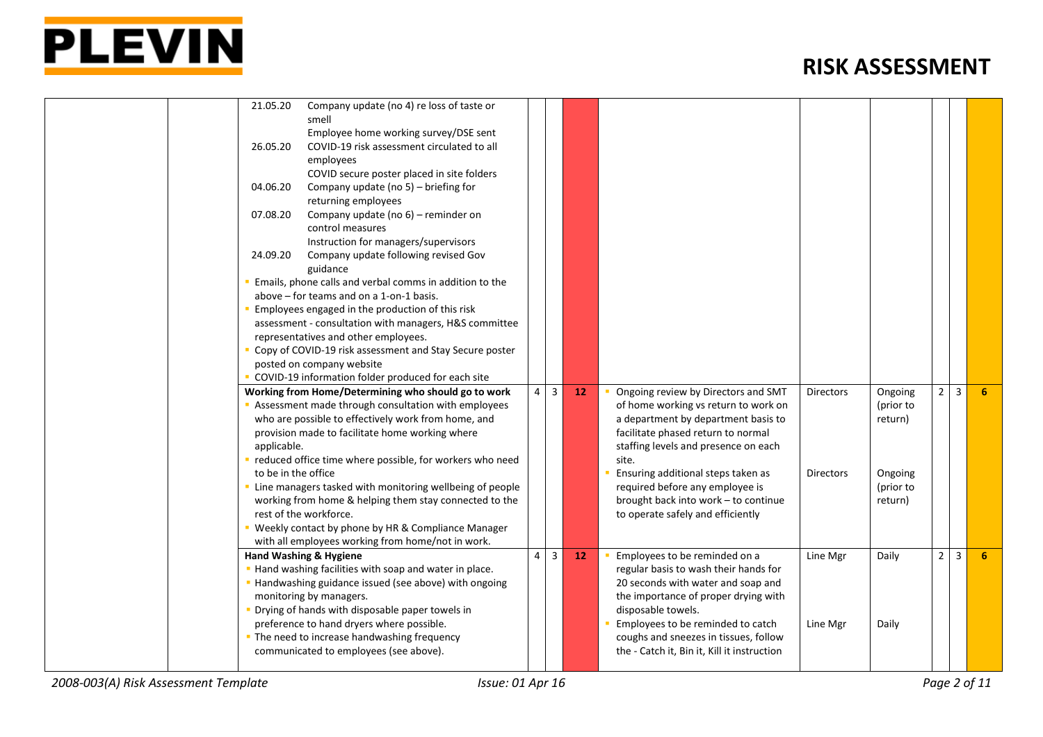# RISK ASSESSMENT

| | | | | | | | | | | | | |
|---|---|---|---|---|---|---|---|---|---|---|---|---|
| | | 21.05.20 Company update (no 4) re loss of taste or smell<br>Employee home working survey/DSE sent<br>26.05.20 COVID-19 risk assessment circulated to all employees<br>COVID secure poster placed in site folders<br>04.06.20 Company update (no 5) – briefing for returning employees<br>07.08.20 Company update (no 6) – reminder on control measures<br>Instruction for managers/supervisors<br>24.09.20 Company update following revised Gov guidance<br>▪ Emails, phone calls and verbal comms in addition to the above – for teams and on a 1-on-1 basis.<br>▪ Employees engaged in the production of this risk assessment - consultation with managers, H&S committee representatives and other employees.<br>▪ Copy of COVID-19 risk assessment and Stay Secure poster posted on company website<br>▪ COVID-19 information folder produced for each site | | | | | | | | | | |
| | | **Working from Home/Determining who should go to work**<br>▪ Assessment made through consultation with employees who are possible to effectively work from home, and provision made to facilitate home working where applicable.<br>▪ reduced office time where possible, for workers who need to be in the office<br>▪ Line managers tasked with monitoring wellbeing of people working from home & helping them stay connected to the rest of the workforce.<br>▪ Weekly contact by phone by HR & Compliance Manager with all employees working from home/not in work. | 4 | 3 | 12 | ▪ Ongoing review by Directors and SMT of home working vs return to work on a department by department basis to facilitate phased return to normal staffing levels and presence on each site.<br>▪ Ensuring additional steps taken as required before any employee is brought back into work – to continue to operate safely and efficiently | Directors<br><br><br><br><br>Directors | Ongoing (prior to return)<br><br><br><br>Ongoing (prior to return) | 2 | 3 | 6 |
| | | **Hand Washing & Hygiene**<br>▪ Hand washing facilities with soap and water in place.<br>▪ Handwashing guidance issued (see above) with ongoing monitoring by managers.<br>▪ Drying of hands with disposable paper towels in preference to hand dryers where possible.<br>▪ The need to increase handwashing frequency communicated to employees (see above). | 4 | 3 | 12 | ▪ Employees to be reminded on a regular basis to wash their hands for 20 seconds with water and soap and the importance of proper drying with disposable towels.<br>▪ Employees to be reminded to catch coughs and sneezes in tissues, follow the - Catch it, Bin it, Kill it instruction | Line Mgr<br><br><br><br>Line Mgr | Daily<br><br><br><br>Daily | 2 | 3 | 6 |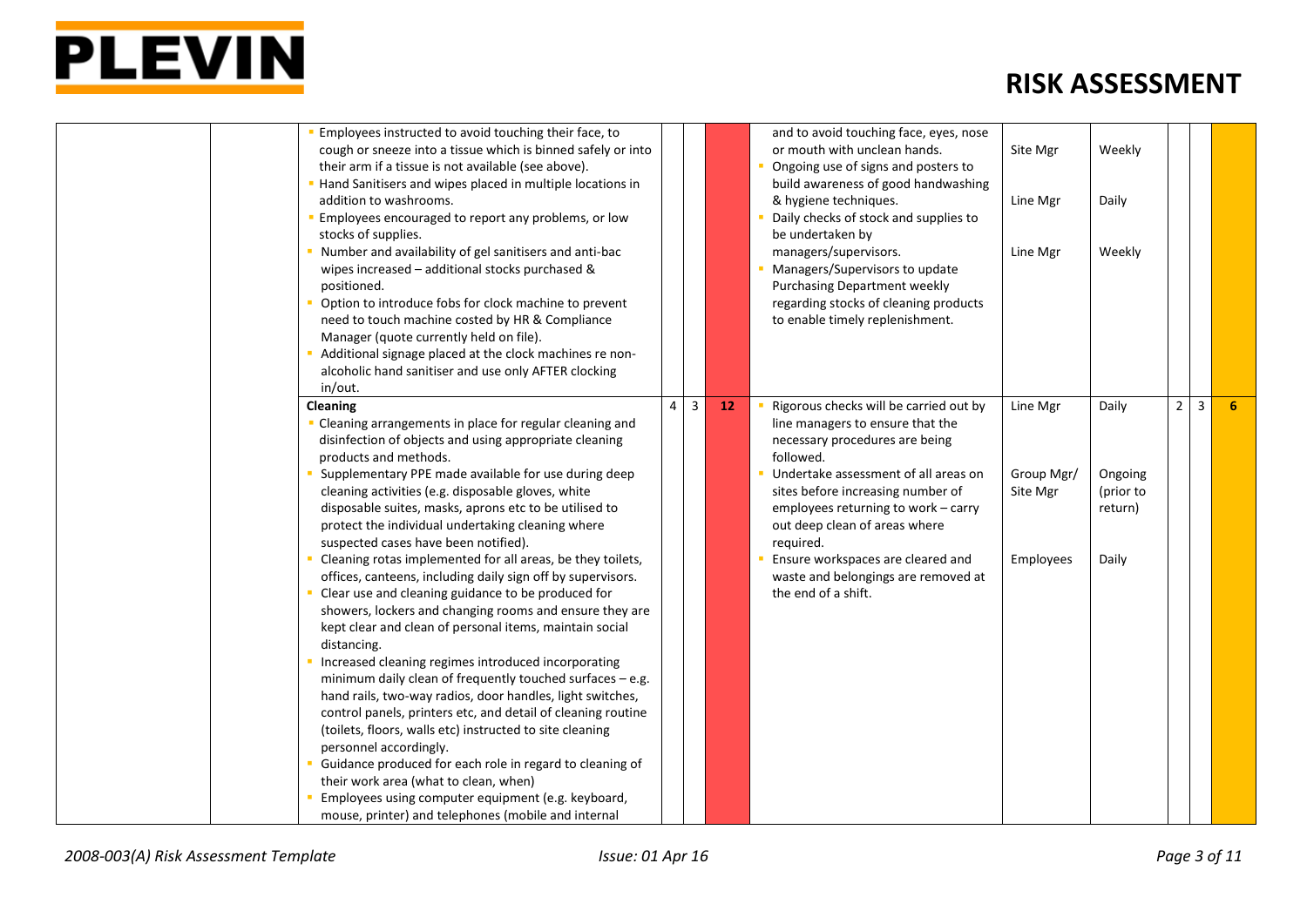| | | | | | | | | | | | |
|---|---|---|---|---|---|---|---|---|---|---|---|
| | | ▪ Employees instructed to avoid touching their face, to cough or sneeze into a tissue which is binned safely or into their arm if a tissue is not available (see above).<br>▪ Hand Sanitisers and wipes placed in multiple locations in addition to washrooms.<br>▪ Employees encouraged to report any problems, or low stocks of supplies.<br>▪ Number and availability of gel sanitisers and anti-bac wipes increased – additional stocks purchased & positioned.<br>▪ Option to introduce fobs for clock machine to prevent need to touch machine costed by HR & Compliance Manager (quote currently held on file).<br>▪ Additional signage placed at the clock machines re non-alcoholic hand sanitiser and use only AFTER clocking in/out. | | | | and to avoid touching face, eyes, nose or mouth with unclean hands.<br>▪ Ongoing use of signs and posters to build awareness of good handwashing & hygiene techniques.<br>▪ Daily checks of stock and supplies to be undertaken by managers/supervisors.<br>▪ Managers/Supervisors to update Purchasing Department weekly regarding stocks of cleaning products to enable timely replenishment. | Site Mgr<br><br>Line Mgr<br><br>Line Mgr | Weekly<br><br>Daily<br><br>Weekly | | | |
| | | **Cleaning**<br>▪ Cleaning arrangements in place for regular cleaning and disinfection of objects and using appropriate cleaning products and methods.<br>▪ Supplementary PPE made available for use during deep cleaning activities (e.g. disposable gloves, white disposable suites, masks, aprons etc to be utilised to protect the individual undertaking cleaning where suspected cases have been notified).<br>▪ Cleaning rotas implemented for all areas, be they toilets, offices, canteens, including daily sign off by supervisors.<br>▪ Clear use and cleaning guidance to be produced for showers, lockers and changing rooms and ensure they are kept clear and clean of personal items, maintain social distancing.<br>▪ Increased cleaning regimes introduced incorporating minimum daily clean of frequently touched surfaces – e.g. hand rails, two-way radios, door handles, light switches, control panels, printers etc, and detail of cleaning routine (toilets, floors, walls etc) instructed to site cleaning personnel accordingly.<br>▪ Guidance produced for each role in regard to cleaning of their work area (what to clean, when)<br>▪ Employees using computer equipment (e.g. keyboard, mouse, printer) and telephones (mobile and internal | 4 | 3 | 12 | ▪ Rigorous checks will be carried out by line managers to ensure that the necessary procedures are being followed.<br>▪ Undertake assessment of all areas on sites before increasing number of employees returning to work – carry out deep clean of areas where required.<br>▪ Ensure workspaces are cleared and waste and belongings are removed at the end of a shift. | Line Mgr<br><br>Group Mgr/ Site Mgr<br><br>Employees | Daily<br><br>Ongoing (prior to return)<br><br>Daily | 2 | 3 | 6 |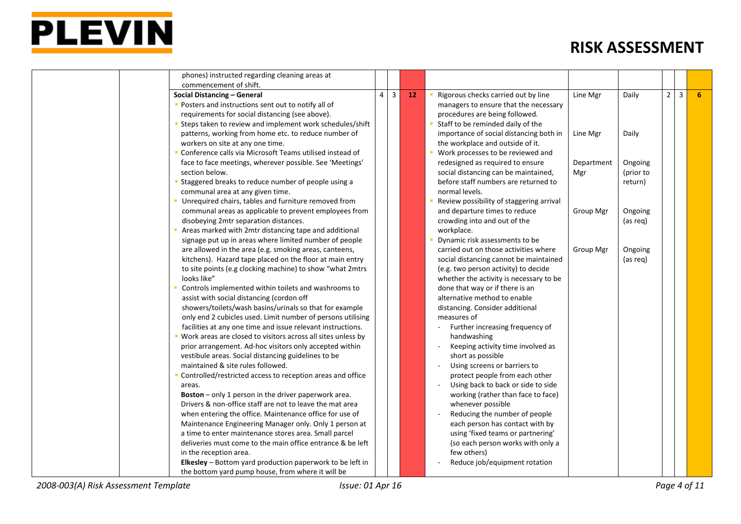| | | | | | | | | | | | | |
|---|---|---|---|---|---|---|---|---|---|---|---|---|
| | | phones) instructed regarding cleaning areas at commencement of shift. | | | | | | | | | | |
| | | **Social Distancing – General**<br>▪ Posters and instructions sent out to notify all of requirements for social distancing (see above).<br>▪ Steps taken to review and implement work schedules/shift patterns, working from home etc. to reduce number of workers on site at any one time.<br>▪ Conference calls via Microsoft Teams utilised instead of face to face meetings, wherever possible. See 'Meetings' section below.<br>▪ Staggered breaks to reduce number of people using a communal area at any given time.<br>▪ Unrequired chairs, tables and furniture removed from communal areas as applicable to prevent employees from disobeying 2mtr separation distances.<br>▪ Areas marked with 2mtr distancing tape and additional signage put up in areas where limited number of people are allowed in the area (e.g. smoking areas, canteens, kitchens). Hazard tape placed on the floor at main entry to site points (e.g clocking machine) to show "what 2mtrs looks like"<br>▪ Controls implemented within toilets and washrooms to assist with social distancing (cordon off showers/toilets/wash basins/urinals so that for example only end 2 cubicles used. Limit number of persons utilising facilities at any one time and issue relevant instructions.<br>▪ Work areas are closed to visitors across all sites unless by prior arrangement. Ad-hoc visitors only accepted within vestibule areas. Social distancing guidelines to be maintained & site rules followed.<br>▪ Controlled/restricted access to reception areas and office areas.<br>**Boston** – only 1 person in the driver paperwork area. Drivers & non-office staff are not to leave the mat area when entering the office. Maintenance office for use of Maintenance Engineering Manager only. Only 1 person at a time to enter maintenance stores area. Small parcel deliveries must come to the main office entrance & be left in the reception area.<br>**Elkesley** – Bottom yard production paperwork to be left in the bottom yard pump house, from where it will be | 4 | 3 | 12 | ▪ Rigorous checks carried out by line managers to ensure that the necessary procedures are being followed.<br>▪ Staff to be reminded daily of the importance of social distancing both in the workplace and outside of it.<br>▪ Work processes to be reviewed and redesigned as required to ensure social distancing can be maintained, before staff numbers are returned to normal levels.<br>▪ Review possibility of staggering arrival and departure times to reduce crowding into and out of the workplace.<br>▪ Dynamic risk assessments to be carried out on those activities where social distancing cannot be maintained (e.g. two person activity) to decide whether the activity is necessary to be done that way or if there is an alternative method to enable distancing. Consider additional measures of<br>- Further increasing frequency of handwashing<br>- Keeping activity time involved as short as possible<br>- Using screens or barriers to protect people from each other<br>- Using back to back or side to side working (rather than face to face) whenever possible<br>- Reducing the number of people each person has contact with by using 'fixed teams or partnering' (so each person works with only a few others)<br>- Reduce job/equipment rotation | Line Mgr<br><br>Line Mgr<br><br>Department Mgr<br><br>Group Mgr<br><br>Group Mgr | Daily<br><br>Daily<br><br>Ongoing (prior to return)<br><br>Ongoing (as req)<br><br>Ongoing (as req) | 2 | 3 | 6 |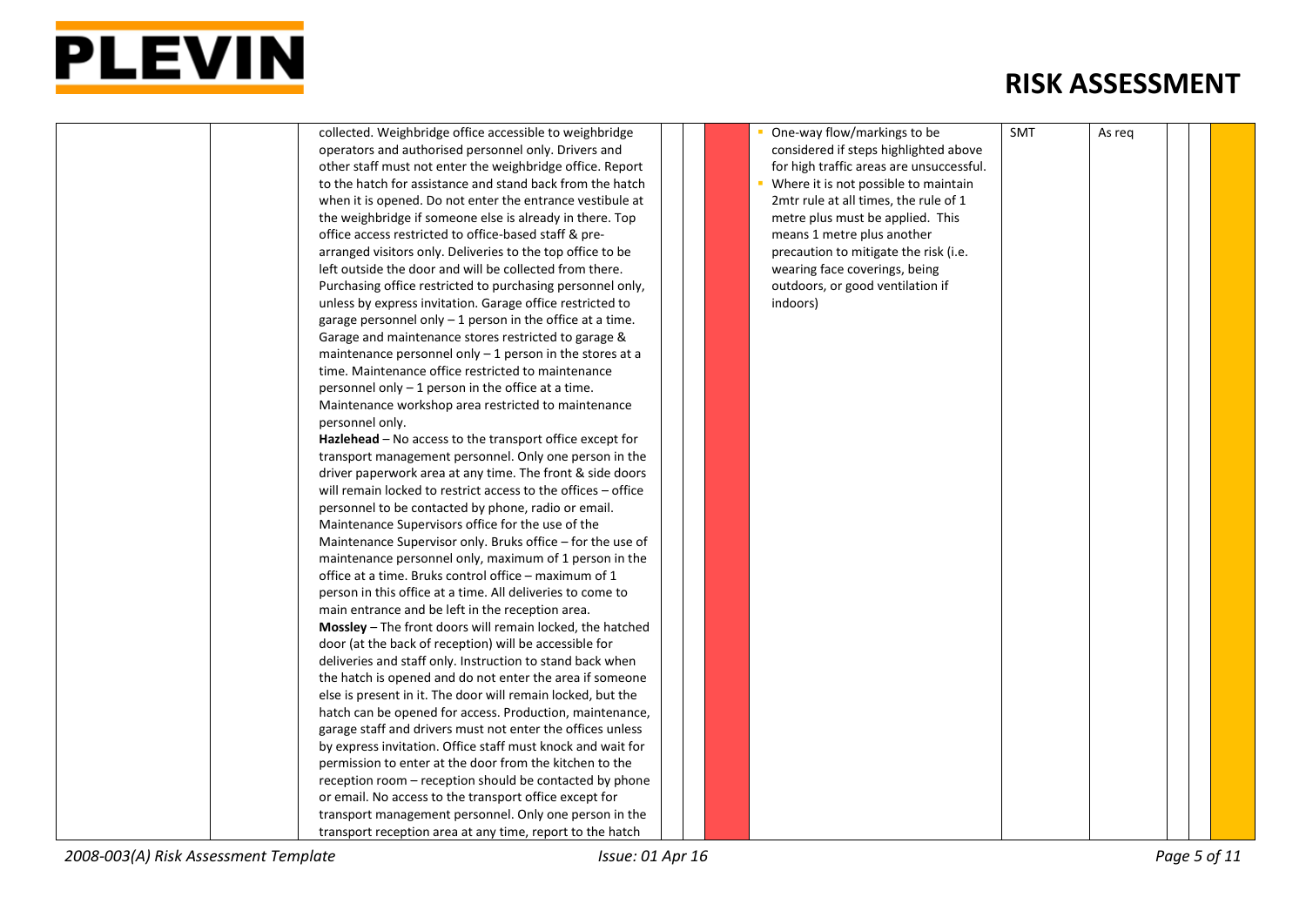| | | | | | | | | | | | |
|---|---|---|---|---|---|---|---|---|---|---|---|
| | | collected. Weighbridge office accessible to weighbridge operators and authorised personnel only. Drivers and other staff must not enter the weighbridge office. Report to the hatch for assistance and stand back from the hatch when it is opened. Do not enter the entrance vestibule at the weighbridge if someone else is already in there. Top office access restricted to office-based staff & pre-arranged visitors only. Deliveries to the top office to be left outside the door and will be collected from there. Purchasing office restricted to purchasing personnel only, unless by express invitation. Garage office restricted to garage personnel only – 1 person in the office at a time. Garage and maintenance stores restricted to garage & maintenance personnel only – 1 person in the stores at a time. Maintenance office restricted to maintenance personnel only – 1 person in the office at a time. Maintenance workshop area restricted to maintenance personnel only.<br>**Hazlehead** – No access to the transport office except for transport management personnel. Only one person in the driver paperwork area at any time. The front & side doors will remain locked to restrict access to the offices – office personnel to be contacted by phone, radio or email. Maintenance Supervisors office for the use of the Maintenance Supervisor only. Bruks office – for the use of maintenance personnel only, maximum of 1 person in the office at a time. Bruks control office – maximum of 1 person in this office at a time. All deliveries to come to main entrance and be left in the reception area.<br>**Mossley** – The front doors will remain locked, the hatched door (at the back of reception) will be accessible for deliveries and staff only. Instruction to stand back when the hatch is opened and do not enter the area if someone else is present in it. The door will remain locked, but the hatch can be opened for access. Production, maintenance, garage staff and drivers must not enter the offices unless by express invitation. Office staff must knock and wait for permission to enter at the door from the kitchen to the reception room – reception should be contacted by phone or email. No access to the transport office except for transport management personnel. Only one person in the transport reception area at any time, report to the hatch | | | | • One-way flow/markings to be considered if steps highlighted above for high traffic areas are unsuccessful.<br>• Where it is not possible to maintain 2mtr rule at all times, the rule of 1 metre plus must be applied. This means 1 metre plus another precaution to mitigate the risk (i.e. wearing face coverings, being outdoors, or good ventilation if indoors) | SMT | As req | | | |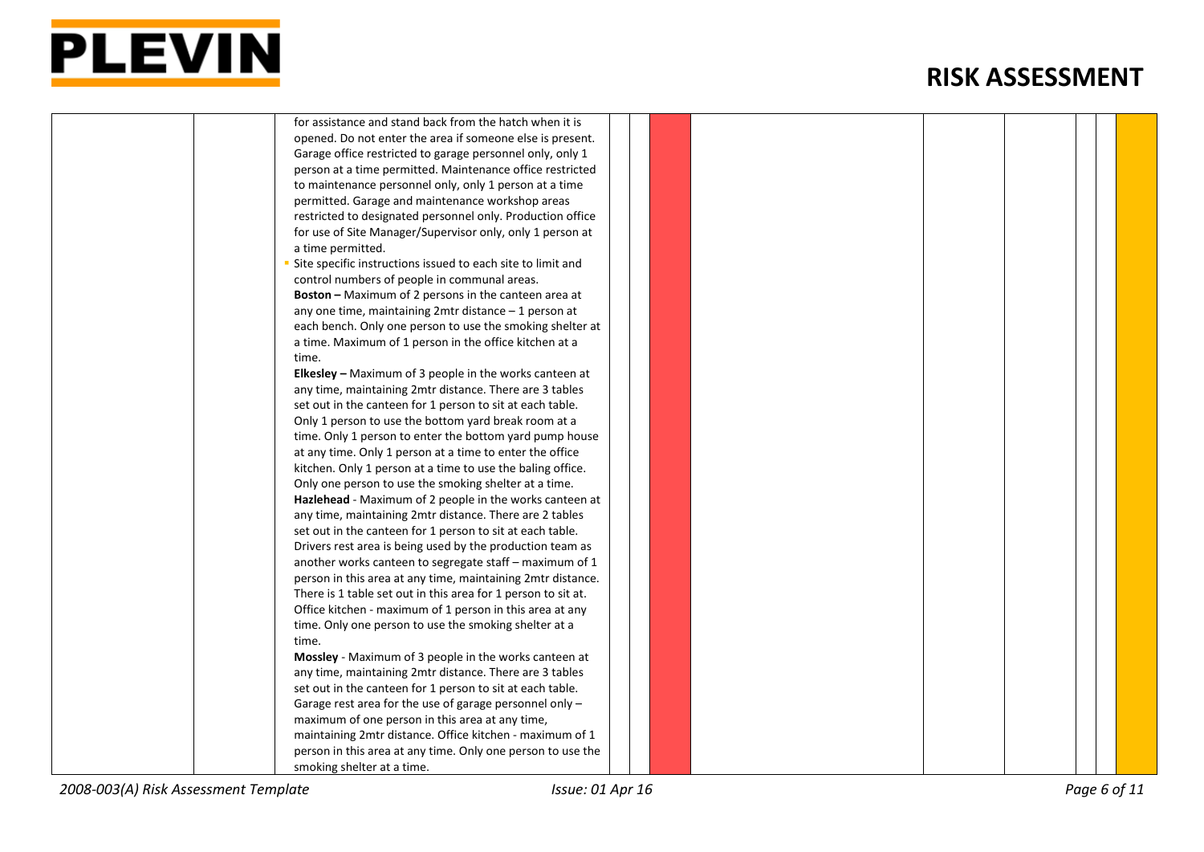| | | | | | | | | | | |
|---|---|---|---|---|---|---|---|---|---|---|
| | | for assistance and stand back from the hatch when it is opened. Do not enter the area if someone else is present. Garage office restricted to garage personnel only, only 1 person at a time permitted. Maintenance office restricted to maintenance personnel only, only 1 person at a time permitted. Garage and maintenance workshop areas restricted to designated personnel only. Production office for use of Site Manager/Supervisor only, only 1 person at a time permitted.<br>▪ Site specific instructions issued to each site to limit and control numbers of people in communal areas.<br>**Boston –** Maximum of 2 persons in the canteen area at any one time, maintaining 2mtr distance – 1 person at each bench. Only one person to use the smoking shelter at a time. Maximum of 1 person in the office kitchen at a time.<br>**Elkesley –** Maximum of 3 people in the works canteen at any time, maintaining 2mtr distance. There are 3 tables set out in the canteen for 1 person to sit at each table. Only 1 person to use the bottom yard break room at a time. Only 1 person to enter the bottom yard pump house at any time. Only 1 person at a time to enter the office kitchen. Only 1 person at a time to use the baling office. Only one person to use the smoking shelter at a time.<br>**Hazlehead** - Maximum of 2 people in the works canteen at any time, maintaining 2mtr distance. There are 2 tables set out in the canteen for 1 person to sit at each table. Drivers rest area is being used by the production team as another works canteen to segregate staff – maximum of 1 person in this area at any time, maintaining 2mtr distance. There is 1 table set out in this area for 1 person to sit at. Office kitchen - maximum of 1 person in this area at any time. Only one person to use the smoking shelter at a time.<br>**Mossley** - Maximum of 3 people in the works canteen at any time, maintaining 2mtr distance. There are 3 tables set out in the canteen for 1 person to sit at each table. Garage rest area for the use of garage personnel only – maximum of one person in this area at any time, maintaining 2mtr distance. Office kitchen - maximum of 1 person in this area at any time. Only one person to use the smoking shelter at a time. | | | | | | | | |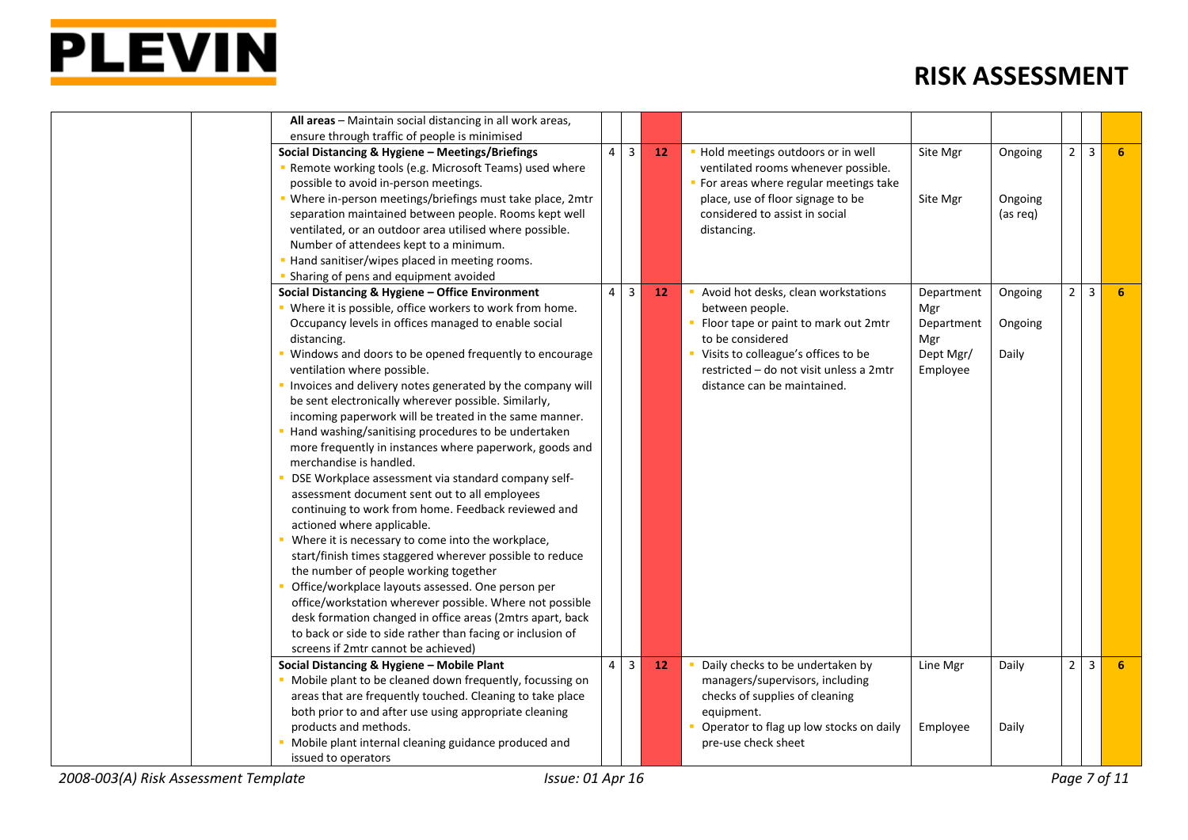# RISK ASSESSMENT

| | | | | | | | | | | | | |
|---|---|---|---|---|---|---|---|---|---|---|---|---|
| | | **All areas** – Maintain social distancing in all work areas, ensure through traffic of people is minimised | | | | | | | | | | |
| | | **Social Distancing & Hygiene – Meetings/Briefings**<br>▪ Remote working tools (e.g. Microsoft Teams) used where possible to avoid in-person meetings.<br>▪ Where in-person meetings/briefings must take place, 2mtr separation maintained between people. Rooms kept well ventilated, or an outdoor area utilised where possible. Number of attendees kept to a minimum.<br>▪ Hand sanitiser/wipes placed in meeting rooms.<br>▪ Sharing of pens and equipment avoided | 4 | 3 | 12 | ▪ Hold meetings outdoors or in well ventilated rooms whenever possible.<br>▪ For areas where regular meetings take place, use of floor signage to be considered to assist in social distancing. | Site Mgr<br><br>Site Mgr | Ongoing<br><br>Ongoing (as req) | 2 | 3 | 6 |
| | | **Social Distancing & Hygiene – Office Environment**<br>▪ Where it is possible, office workers to work from home. Occupancy levels in offices managed to enable social distancing.<br>▪ Windows and doors to be opened frequently to encourage ventilation where possible.<br>▪ Invoices and delivery notes generated by the company will be sent electronically wherever possible. Similarly, incoming paperwork will be treated in the same manner.<br>▪ Hand washing/sanitising procedures to be undertaken more frequently in instances where paperwork, goods and merchandise is handled.<br>▪ DSE Workplace assessment via standard company self-assessment document sent out to all employees continuing to work from home. Feedback reviewed and actioned where applicable.<br>▪ Where it is necessary to come into the workplace, start/finish times staggered wherever possible to reduce the number of people working together<br>▪ Office/workplace layouts assessed. One person per office/workstation wherever possible. Where not possible desk formation changed in office areas (2mtrs apart, back to back or side to side rather than facing or inclusion of screens if 2mtr cannot be achieved) | 4 | 3 | 12 | ▪ Avoid hot desks, clean workstations between people.<br>▪ Floor tape or paint to mark out 2mtr to be considered<br>▪ Visits to colleague's offices to be restricted – do not visit unless a 2mtr distance can be maintained. | Department Mgr<br>Department Mgr<br>Dept Mgr/ Employee | Ongoing<br><br>Ongoing<br><br>Daily | 2 | 3 | 6 |
| | | **Social Distancing & Hygiene – Mobile Plant**<br>▪ Mobile plant to be cleaned down frequently, focussing on areas that are frequently touched. Cleaning to take place both prior to and after use using appropriate cleaning products and methods.<br>▪ Mobile plant internal cleaning guidance produced and issued to operators | 4 | 3 | 12 | ▪ Daily checks to be undertaken by managers/supervisors, including checks of supplies of cleaning equipment.<br>▪ Operator to flag up low stocks on daily pre-use check sheet | Line Mgr<br><br><br>Employee | Daily<br><br><br>Daily | 2 | 3 | 6 |

*2008-003(A) Risk Assessment Template* *Issue: 01 Apr 16*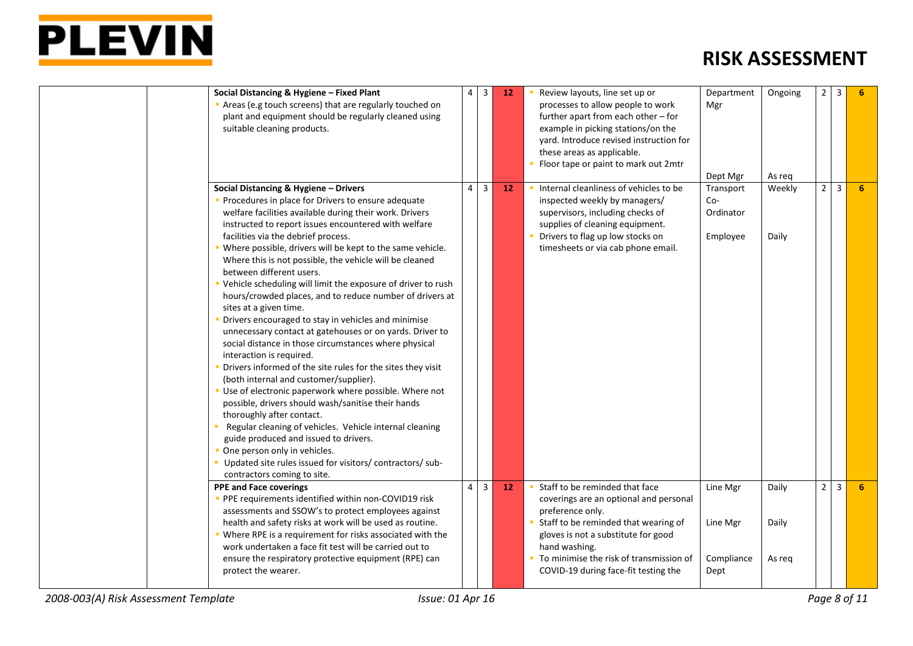# RISK ASSESSMENT

| | | | | | | | | | | | |
|---|---|---|---|---|---|---|---|---|---|---|---|
| | | **Social Distancing & Hygiene – Fixed Plant**<br>• Areas (e.g touch screens) that are regularly touched on plant and equipment should be regularly cleaned using suitable cleaning products. | 4 | 3 | 12 | • Review layouts, line set up or processes to allow people to work further apart from each other – for example in picking stations/on the yard. Introduce revised instruction for these areas as applicable.<br>• Floor tape or paint to mark out 2mtr | Department Mgr<br><br>Dept Mgr | Ongoing<br><br>As req | 2 | 3 | 6 |
| | | **Social Distancing & Hygiene – Drivers**<br>• Procedures in place for Drivers to ensure adequate welfare facilities available during their work. Drivers instructed to report issues encountered with welfare facilities via the debrief process.<br>• Where possible, drivers will be kept to the same vehicle. Where this is not possible, the vehicle will be cleaned between different users.<br>• Vehicle scheduling will limit the exposure of driver to rush hours/crowded places, and to reduce number of drivers at sites at a given time.<br>• Drivers encouraged to stay in vehicles and minimise unnecessary contact at gatehouses or on yards. Driver to social distance in those circumstances where physical interaction is required.<br>• Drivers informed of the site rules for the sites they visit (both internal and customer/supplier).<br>• Use of electronic paperwork where possible. Where not possible, drivers should wash/sanitise their hands thoroughly after contact.<br>• Regular cleaning of vehicles. Vehicle internal cleaning guide produced and issued to drivers.<br>• One person only in vehicles.<br>• Updated site rules issued for visitors/ contractors/ sub-contractors coming to site. | 4 | 3 | 12 | • Internal cleanliness of vehicles to be inspected weekly by managers/ supervisors, including checks of supplies of cleaning equipment.<br>• Drivers to flag up low stocks on timesheets or via cab phone email. | Transport Co-Ordinator<br><br>Employee | Weekly<br><br>Daily | 2 | 3 | 6 |
| | | **PPE and Face coverings**<br>• PPE requirements identified within non-COVID19 risk assessments and SSOW's to protect employees against health and safety risks at work will be used as routine.<br>• Where RPE is a requirement for risks associated with the work undertaken a face fit test will be carried out to ensure the respiratory protective equipment (RPE) can protect the wearer. | 4 | 3 | 12 | • Staff to be reminded that face coverings are an optional and personal preference only.<br>• Staff to be reminded that wearing of gloves is not a substitute for good hand washing.<br>• To minimise the risk of transmission of COVID-19 during face-fit testing the | Line Mgr<br><br>Line Mgr<br><br>Compliance Dept | Daily<br><br>Daily<br><br>As req | 2 | 3 | 6 |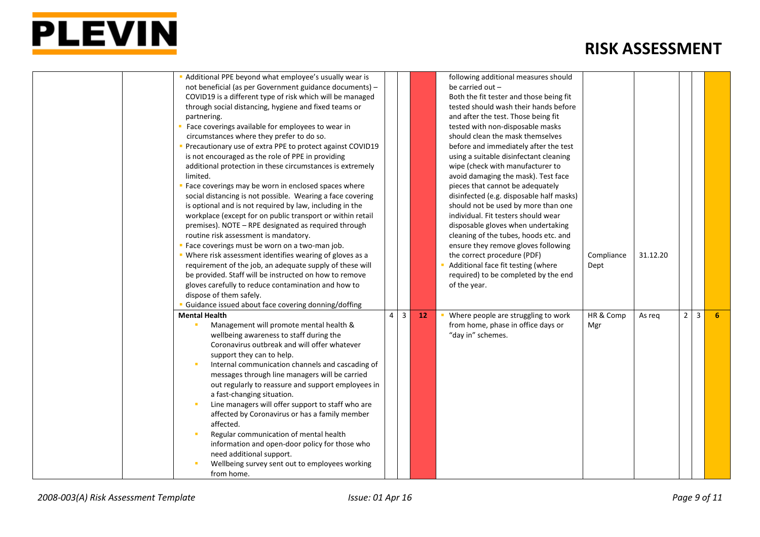| | | | | | | | | | | | | |
|---|---|---|---|---|---|---|---|---|---|---|---|---|
| | | ▪ Additional PPE beyond what employee's usually wear is not beneficial (as per Government guidance documents) – COVID19 is a different type of risk which will be managed through social distancing, hygiene and fixed teams or partnering.<br>▪ Face coverings available for employees to wear in circumstances where they prefer to do so.<br>▪ Precautionary use of extra PPE to protect against COVID19 is not encouraged as the role of PPE in providing additional protection in these circumstances is extremely limited.<br>▪ Face coverings may be worn in enclosed spaces where social distancing is not possible. Wearing a face covering is optional and is not required by law, including in the workplace (except for on public transport or within retail premises). NOTE – RPE designated as required through routine risk assessment is mandatory.<br>▪ Face coverings must be worn on a two-man job.<br>▪ Where risk assessment identifies wearing of gloves as a requirement of the job, an adequate supply of these will be provided. Staff will be instructed on how to remove gloves carefully to reduce contamination and how to dispose of them safely.<br>▪ Guidance issued about face covering donning/doffing | | | | following additional measures should be carried out –<br>Both the fit tester and those being fit tested should wash their hands before and after the test. Those being fit tested with non-disposable masks should clean the mask themselves before and immediately after the test using a suitable disinfectant cleaning wipe (check with manufacturer to avoid damaging the mask). Test face pieces that cannot be adequately disinfected (e.g. disposable half masks) should not be used by more than one individual. Fit testers should wear disposable gloves when undertaking cleaning of the tubes, hoods etc. and ensure they remove gloves following the correct procedure (PDF)<br>▪ Additional face fit testing (where required) to be completed by the end of the year. | Compliance Dept | 31.12.20 | | | |
| | | **Mental Health**<br>▪ Management will promote mental health & wellbeing awareness to staff during the Coronavirus outbreak and will offer whatever support they can to help.<br>▪ Internal communication channels and cascading of messages through line managers will be carried out regularly to reassure and support employees in a fast-changing situation.<br>▪ Line managers will offer support to staff who are affected by Coronavirus or has a family member affected.<br>▪ Regular communication of mental health information and open-door policy for those who need additional support.<br>▪ Wellbeing survey sent out to employees working from home. | 4 | 3 | **12** | ▪ Where people are struggling to work from home, phase in office days or "day in" schemes. | HR & Comp Mgr | As req | 2 | 3 | **6** |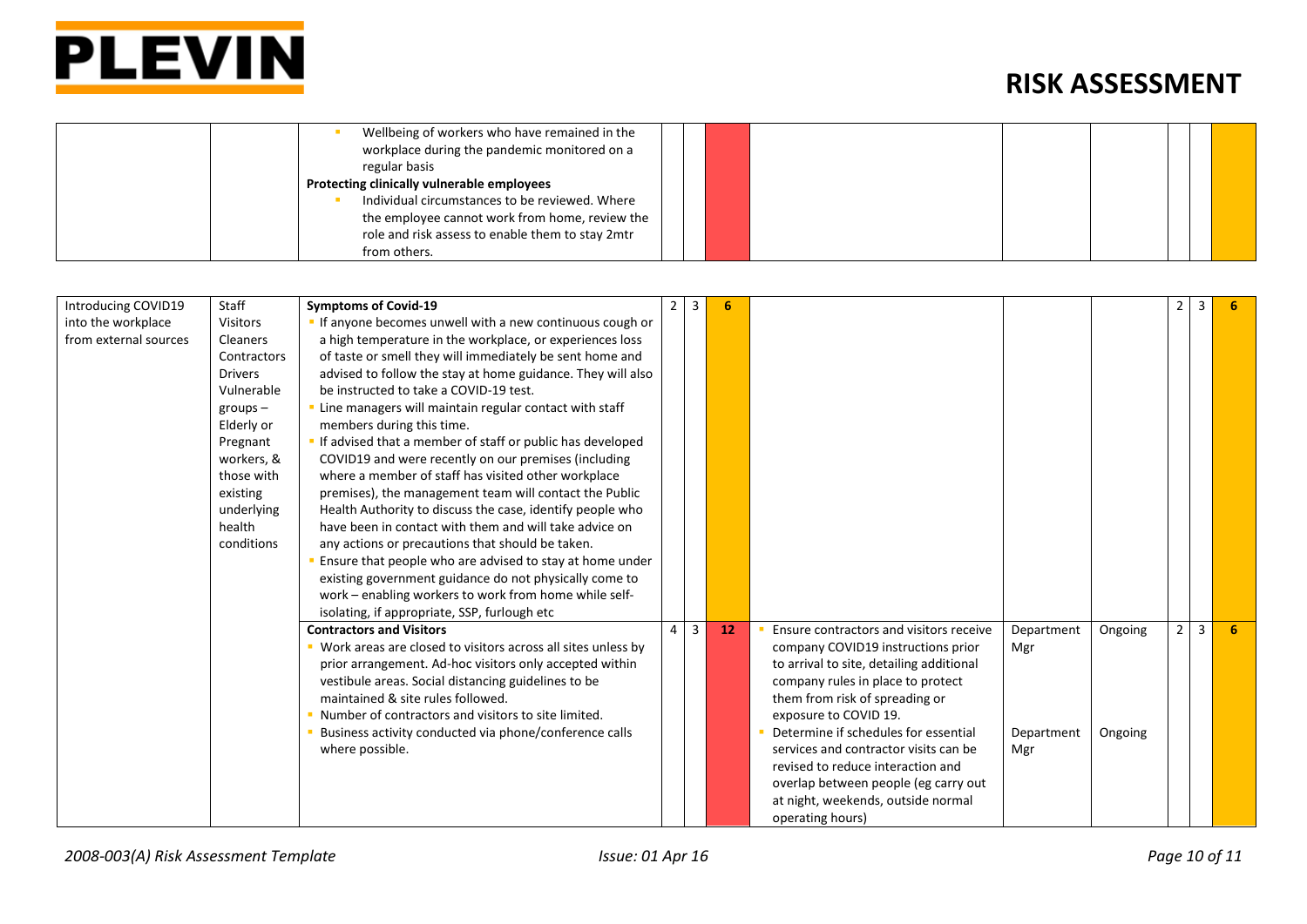| | | | | | | | | | | | |
|---|---|---|---|---|---|---|---|---|---|---|---|
| | | ▪ Wellbeing of workers who have remained in the workplace during the pandemic monitored on a regular basis<br>**Protecting clinically vulnerable employees**<br>▪ Individual circumstances to be reviewed. Where the employee cannot work from home, review the role and risk assess to enable them to stay 2mtr from others. | | | | | | | | | |

| | | | | | | | | | | | |
|---|---|---|---|---|---|---|---|---|---|---|---|
| Introducing COVID19 into the workplace from external sources | Staff<br>Visitors<br>Cleaners<br>Contractors<br>Drivers<br>Vulnerable groups – Elderly or Pregnant workers, & those with existing underlying health conditions | **Symptoms of Covid-19**<br>▪ If anyone becomes unwell with a new continuous cough or a high temperature in the workplace, or experiences loss of taste or smell they will immediately be sent home and advised to follow the stay at home guidance. They will also be instructed to take a COVID-19 test.<br>▪ Line managers will maintain regular contact with staff members during this time.<br>▪ If advised that a member of staff or public has developed COVID19 and were recently on our premises (including where a member of staff has visited other workplace premises), the management team will contact the Public Health Authority to discuss the case, identify people who have been in contact with them and will take advice on any actions or precautions that should be taken.<br>▪ Ensure that people who are advised to stay at home under existing government guidance do not physically come to work – enabling workers to work from home while self-isolating, if appropriate, SSP, furlough etc | 2 | 3 | **6** | | | | 2 | 3 | **6** |
| | | **Contractors and Visitors**<br>▪ Work areas are closed to visitors across all sites unless by prior arrangement. Ad-hoc visitors only accepted within vestibule areas. Social distancing guidelines to be maintained & site rules followed.<br>▪ Number of contractors and visitors to site limited.<br>▪ Business activity conducted via phone/conference calls where possible. | 4 | 3 | **12** | ▪ Ensure contractors and visitors receive company COVID19 instructions prior to arrival to site, detailing additional company rules in place to protect them from risk of spreading or exposure to COVID 19.<br>▪ Determine if schedules for essential services and contractor visits can be revised to reduce interaction and overlap between people (eg carry out at night, weekends, outside normal operating hours) | Department Mgr<br><br>Department Mgr | Ongoing<br><br>Ongoing | 2 | 3 | **6** |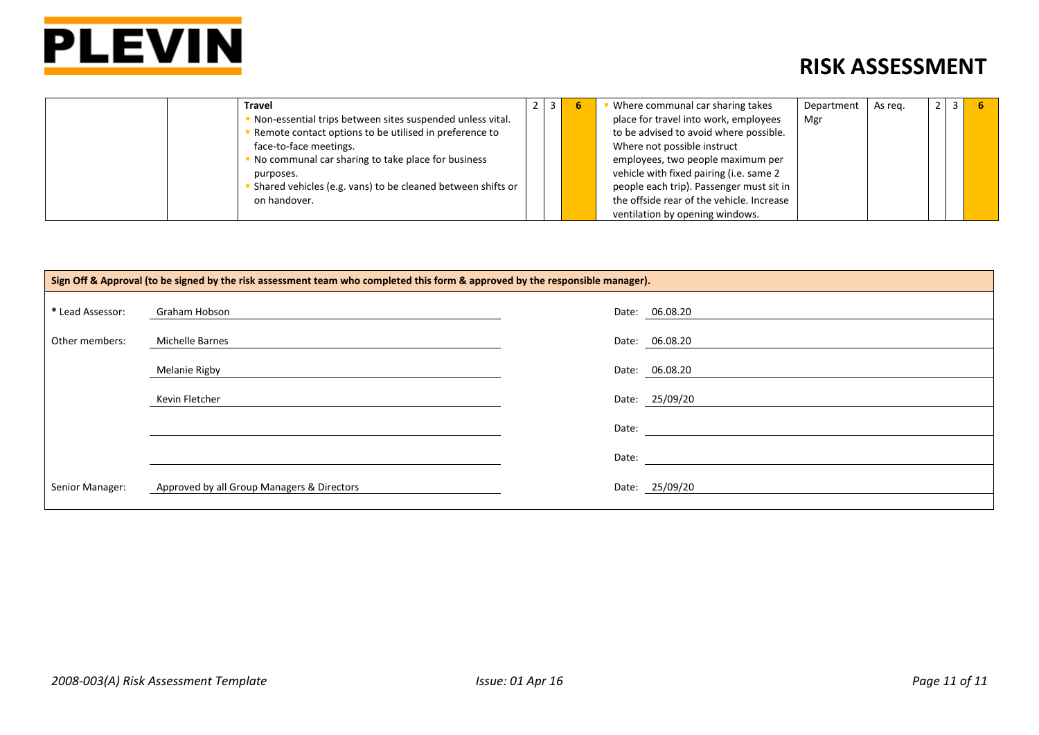# RISK ASSESSMENT

| | | | | | | | | | | | |
|---|---|---|---|---|---|---|---|---|---|---|---|
| | | **Travel**<br>▪ Non-essential trips between sites suspended unless vital.<br>▪ Remote contact options to be utilised in preference to face-to-face meetings.<br>▪ No communal car sharing to take place for business purposes.<br>▪ Shared vehicles (e.g. vans) to be cleaned between shifts or on handover. | 2 | 3 | 6 | ▪ Where communal car sharing takes place for travel into work, employees to be advised to avoid where possible. Where not possible instruct employees, two people maximum per vehicle with fixed pairing (i.e. same 2 people each trip). Passenger must sit in the offside rear of the vehicle. Increase ventilation by opening windows. | Department Mgr | As req. | 2 | 3 | 6 |

| **Sign Off & Approval (to be signed by the risk assessment team who completed this form & approved by the responsible manager).** | | |
|---|---|---|
| * Lead Assessor: | Graham Hobson | Date: 06.08.20 |
| Other members: | Michelle Barnes | Date: 06.08.20 |
| | Melanie Rigby | Date: 06.08.20 |
| | Kevin Fletcher | Date: 25/09/20 |
| | | Date: |
| | | Date: |
| Senior Manager: | Approved by all Group Managers & Directors | Date: 25/09/20 |

*2008-003(A) Risk Assessment Template* *Issue: 01 Apr 16*